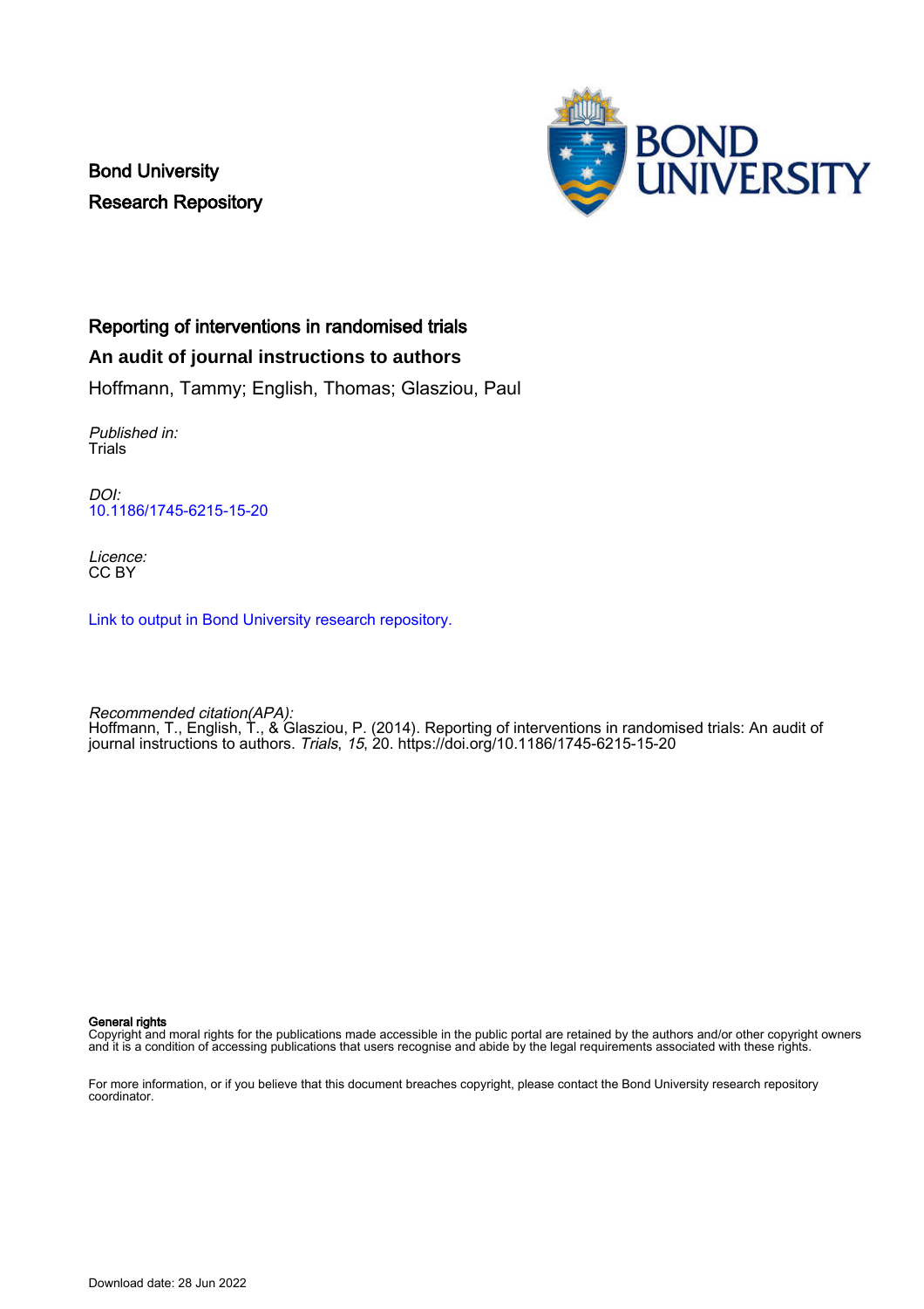Bond University
Research Repository

# Reporting of interventions in randomised trials

## An audit of journal instructions to authors

Hoffmann, Tammy; English, Thomas; Glasziou, Paul

*Published in:*
Trials

*DOI:*
10.1186/1745-6215-15-20

*Licence:*
CC BY

Link to output in Bond University research repository.

*Recommended citation(APA):*
Hoffmann, T., English, T., & Glasziou, P. (2014). Reporting of interventions in randomised trials: An audit of journal instructions to authors. *Trials*, *15*, 20. https://doi.org/10.1186/1745-6215-15-20

**General rights**
Copyright and moral rights for the publications made accessible in the public portal are retained by the authors and/or other copyright owners and it is a condition of accessing publications that users recognise and abide by the legal requirements associated with these rights.

For more information, or if you believe that this document breaches copyright, please contact the Bond University research repository coordinator.

Download date: 28 Jun 2022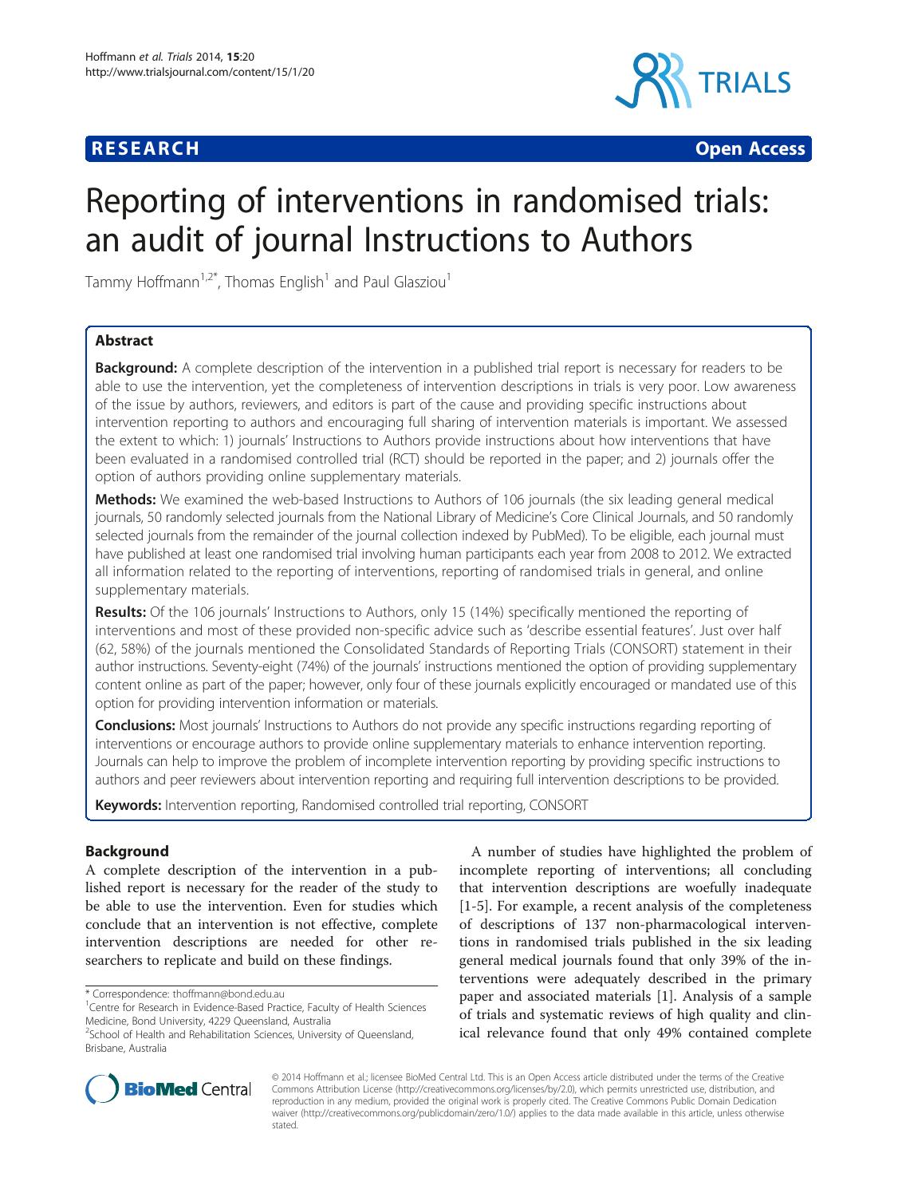# Reporting of interventions in randomised trials: an audit of journal Instructions to Authors

Tammy Hoffmann[1,2*], Thomas English[1] and Paul Glasziou[1]

## Abstract

**Background:** A complete description of the intervention in a published trial report is necessary for readers to be able to use the intervention, yet the completeness of intervention descriptions in trials is very poor. Low awareness of the issue by authors, reviewers, and editors is part of the cause and providing specific instructions about intervention reporting to authors and encouraging full sharing of intervention materials is important. We assessed the extent to which: 1) journals' Instructions to Authors provide instructions about how interventions that have been evaluated in a randomised controlled trial (RCT) should be reported in the paper; and 2) journals offer the option of authors providing online supplementary materials.

**Methods:** We examined the web-based Instructions to Authors of 106 journals (the six leading general medical journals, 50 randomly selected journals from the National Library of Medicine's Core Clinical Journals, and 50 randomly selected journals from the remainder of the journal collection indexed by PubMed). To be eligible, each journal must have published at least one randomised trial involving human participants each year from 2008 to 2012. We extracted all information related to the reporting of interventions, reporting of randomised trials in general, and online supplementary materials.

**Results:** Of the 106 journals' Instructions to Authors, only 15 (14%) specifically mentioned the reporting of interventions and most of these provided non-specific advice such as 'describe essential features'. Just over half (62, 58%) of the journals mentioned the Consolidated Standards of Reporting Trials (CONSORT) statement in their author instructions. Seventy-eight (74%) of the journals' instructions mentioned the option of providing supplementary content online as part of the paper; however, only four of these journals explicitly encouraged or mandated use of this option for providing intervention information or materials.

**Conclusions:** Most journals' Instructions to Authors do not provide any specific instructions regarding reporting of interventions or encourage authors to provide online supplementary materials to enhance intervention reporting. Journals can help to improve the problem of incomplete intervention reporting by providing specific instructions to authors and peer reviewers about intervention reporting and requiring full intervention descriptions to be provided.

**Keywords:** Intervention reporting, Randomised controlled trial reporting, CONSORT

## Background

A complete description of the intervention in a published report is necessary for the reader of the study to be able to use the intervention. Even for studies which conclude that an intervention is not effective, complete intervention descriptions are needed for other researchers to replicate and build on these findings.

A number of studies have highlighted the problem of incomplete reporting of interventions; all concluding that intervention descriptions are woefully inadequate [1-5]. For example, a recent analysis of the completeness of descriptions of 137 non-pharmacological interventions in randomised trials published in the six leading general medical journals found that only 39% of the interventions were adequately described in the primary paper and associated materials [1]. Analysis of a sample of trials and systematic reviews of high quality and clinical relevance found that only 49% contained complete

\* Correspondence: thoffmann@bond.edu.au
[1]Centre for Research in Evidence-Based Practice, Faculty of Health Sciences Medicine, Bond University, 4229 Queensland, Australia
[2]School of Health and Rehabilitation Sciences, University of Queensland, Brisbane, Australia

© 2014 Hoffmann et al.; licensee BioMed Central Ltd. This is an Open Access article distributed under the terms of the Creative Commons Attribution License (http://creativecommons.org/licenses/by/2.0), which permits unrestricted use, distribution, and reproduction in any medium, provided the original work is properly cited. The Creative Commons Public Domain Dedication waiver (http://creativecommons.org/publicdomain/zero/1.0/) applies to the data made available in this article, unless otherwise stated.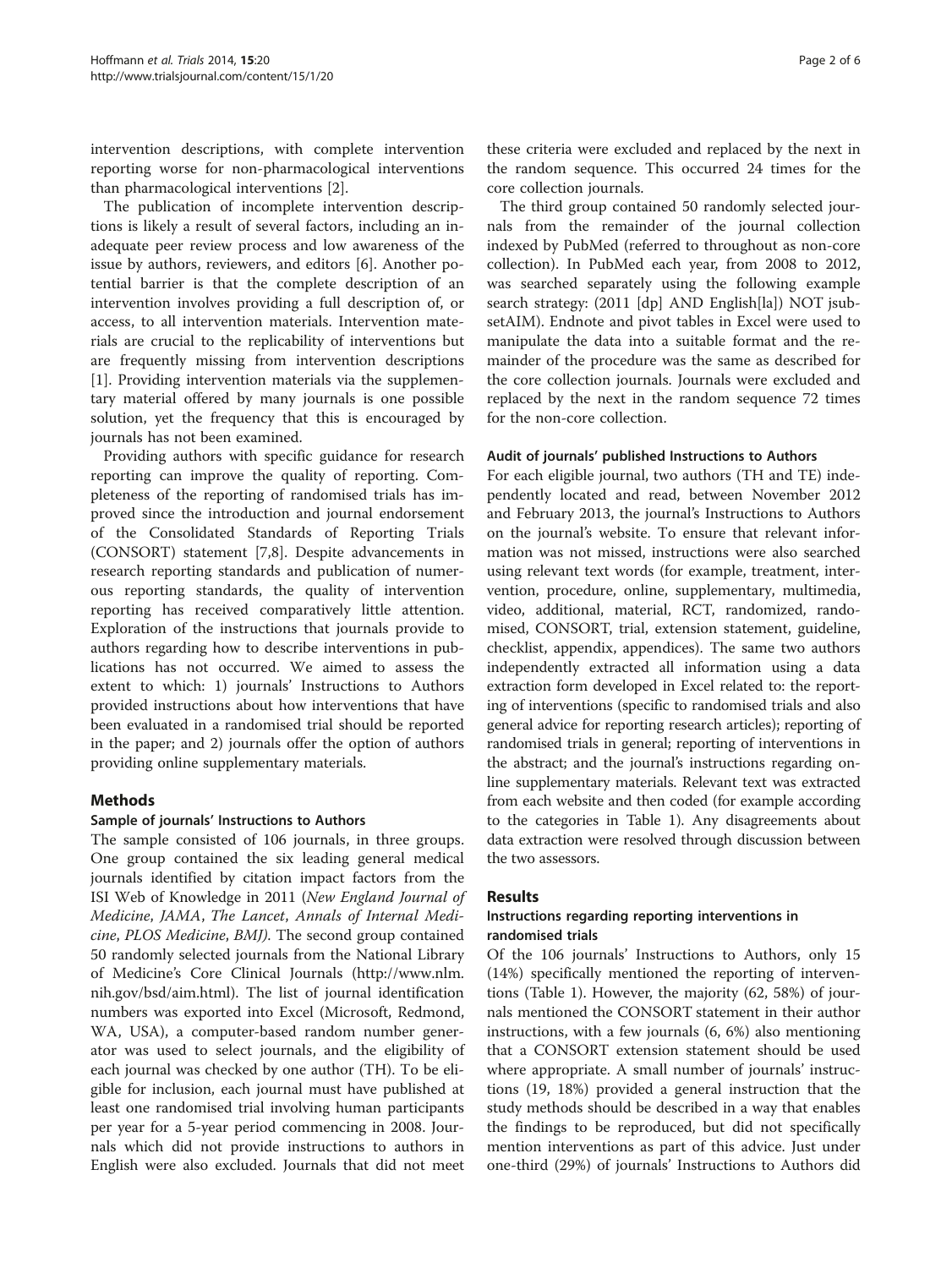intervention descriptions, with complete intervention reporting worse for non-pharmacological interventions than pharmacological interventions [2].

The publication of incomplete intervention descriptions is likely a result of several factors, including an inadequate peer review process and low awareness of the issue by authors, reviewers, and editors [6]. Another potential barrier is that the complete description of an intervention involves providing a full description of, or access, to all intervention materials. Intervention materials are crucial to the replicability of interventions but are frequently missing from intervention descriptions [1]. Providing intervention materials via the supplementary material offered by many journals is one possible solution, yet the frequency that this is encouraged by journals has not been examined.

Providing authors with specific guidance for research reporting can improve the quality of reporting. Completeness of the reporting of randomised trials has improved since the introduction and journal endorsement of the Consolidated Standards of Reporting Trials (CONSORT) statement [7,8]. Despite advancements in research reporting standards and publication of numerous reporting standards, the quality of intervention reporting has received comparatively little attention. Exploration of the instructions that journals provide to authors regarding how to describe interventions in publications has not occurred. We aimed to assess the extent to which: 1) journals' Instructions to Authors provided instructions about how interventions that have been evaluated in a randomised trial should be reported in the paper; and 2) journals offer the option of authors providing online supplementary materials.

## Methods

### Sample of journals' Instructions to Authors

The sample consisted of 106 journals, in three groups. One group contained the six leading general medical journals identified by citation impact factors from the ISI Web of Knowledge in 2011 (*New England Journal of Medicine*, *JAMA*, *The Lancet*, *Annals of Internal Medicine*, *PLOS Medicine*, *BMJ)*. The second group contained 50 randomly selected journals from the National Library of Medicine's Core Clinical Journals (http://www.nlm.nih.gov/bsd/aim.html). The list of journal identification numbers was exported into Excel (Microsoft, Redmond, WA, USA), a computer-based random number generator was used to select journals, and the eligibility of each journal was checked by one author (TH). To be eligible for inclusion, each journal must have published at least one randomised trial involving human participants per year for a 5-year period commencing in 2008. Journals which did not provide instructions to authors in English were also excluded. Journals that did not meet these criteria were excluded and replaced by the next in the random sequence. This occurred 24 times for the core collection journals.

The third group contained 50 randomly selected journals from the remainder of the journal collection indexed by PubMed (referred to throughout as non-core collection). In PubMed each year, from 2008 to 2012, was searched separately using the following example search strategy: (2011 [dp] AND English[la]) NOT jsubsetAIM). Endnote and pivot tables in Excel were used to manipulate the data into a suitable format and the remainder of the procedure was the same as described for the core collection journals. Journals were excluded and replaced by the next in the random sequence 72 times for the non-core collection.

### Audit of journals' published Instructions to Authors

For each eligible journal, two authors (TH and TE) independently located and read, between November 2012 and February 2013, the journal's Instructions to Authors on the journal's website. To ensure that relevant information was not missed, instructions were also searched using relevant text words (for example, treatment, intervention, procedure, online, supplementary, multimedia, video, additional, material, RCT, randomized, randomised, CONSORT, trial, extension statement, guideline, checklist, appendix, appendices). The same two authors independently extracted all information using a data extraction form developed in Excel related to: the reporting of interventions (specific to randomised trials and also general advice for reporting research articles); reporting of randomised trials in general; reporting of interventions in the abstract; and the journal's instructions regarding online supplementary materials. Relevant text was extracted from each website and then coded (for example according to the categories in Table 1). Any disagreements about data extraction were resolved through discussion between the two assessors.

## Results

### Instructions regarding reporting interventions in randomised trials

Of the 106 journals' Instructions to Authors, only 15 (14%) specifically mentioned the reporting of interventions (Table 1). However, the majority (62, 58%) of journals mentioned the CONSORT statement in their author instructions, with a few journals (6, 6%) also mentioning that a CONSORT extension statement should be used where appropriate. A small number of journals' instructions (19, 18%) provided a general instruction that the study methods should be described in a way that enables the findings to be reproduced, but did not specifically mention interventions as part of this advice. Just under one-third (29%) of journals' Instructions to Authors did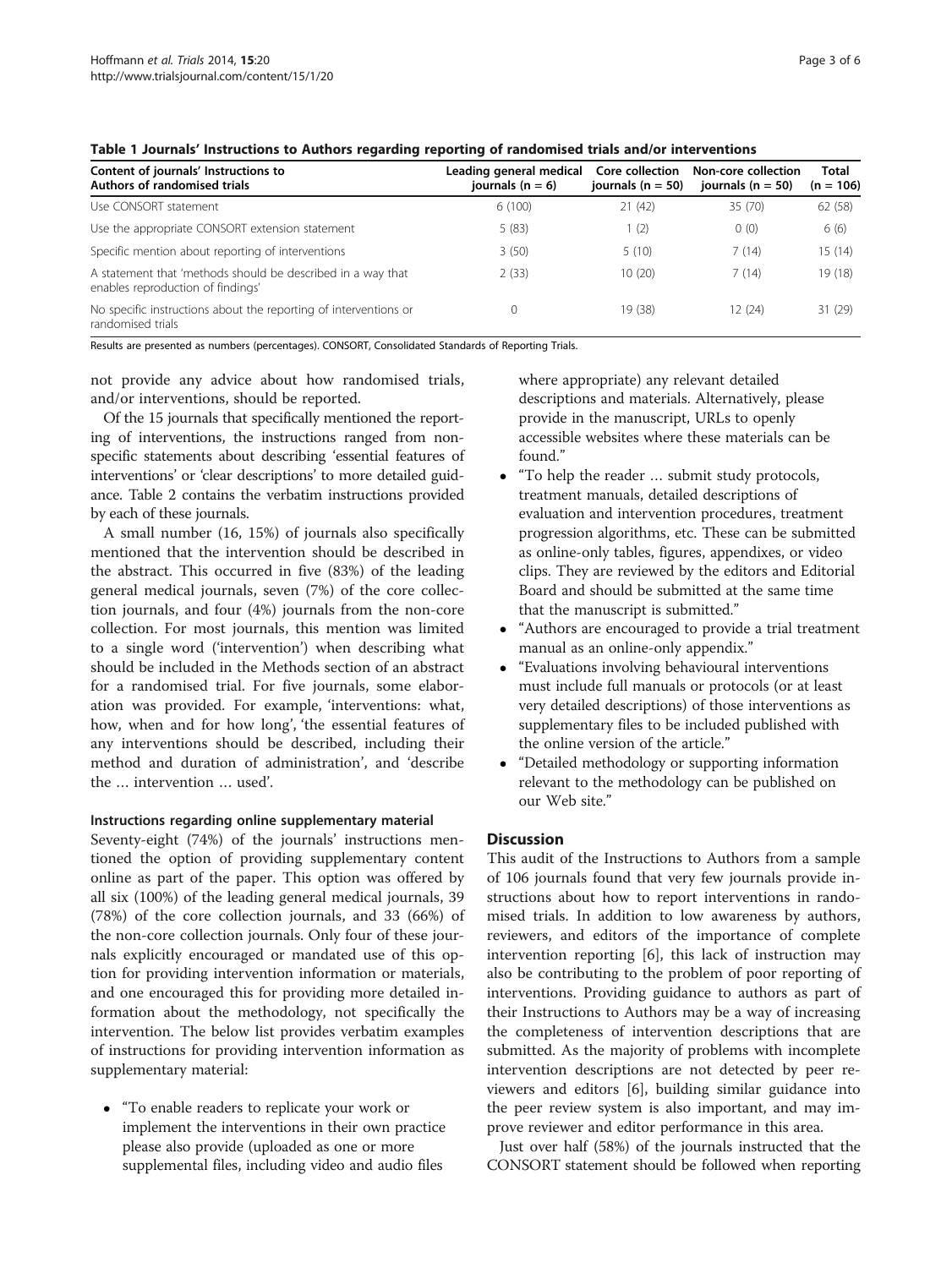**Table 1 Journals' Instructions to Authors regarding reporting of randomised trials and/or interventions**

| Content of journals' Instructions to Authors of randomised trials | Leading general medical journals (n = 6) | Core collection journals (n = 50) | Non-core collection journals (n = 50) | Total (n = 106) |
|---|---|---|---|---|
| Use CONSORT statement | 6 (100) | 21 (42) | 35 (70) | 62 (58) |
| Use the appropriate CONSORT extension statement | 5 (83) | 1 (2) | 0 (0) | 6 (6) |
| Specific mention about reporting of interventions | 3 (50) | 5 (10) | 7 (14) | 15 (14) |
| A statement that 'methods should be described in a way that enables reproduction of findings' | 2 (33) | 10 (20) | 7 (14) | 19 (18) |
| No specific instructions about the reporting of interventions or randomised trials | 0 | 19 (38) | 12 (24) | 31 (29) |

Results are presented as numbers (percentages). CONSORT, Consolidated Standards of Reporting Trials.

not provide any advice about how randomised trials, and/or interventions, should be reported.

Of the 15 journals that specifically mentioned the reporting of interventions, the instructions ranged from non-specific statements about describing 'essential features of interventions' or 'clear descriptions' to more detailed guidance. Table 2 contains the verbatim instructions provided by each of these journals.

A small number (16, 15%) of journals also specifically mentioned that the intervention should be described in the abstract. This occurred in five (83%) of the leading general medical journals, seven (7%) of the core collection journals, and four (4%) journals from the non-core collection. For most journals, this mention was limited to a single word ('intervention') when describing what should be included in the Methods section of an abstract for a randomised trial. For five journals, some elaboration was provided. For example, 'interventions: what, how, when and for how long', 'the essential features of any interventions should be described, including their method and duration of administration', and 'describe the … intervention … used'.

#### Instructions regarding online supplementary material

Seventy-eight (74%) of the journals' instructions mentioned the option of providing supplementary content online as part of the paper. This option was offered by all six (100%) of the leading general medical journals, 39 (78%) of the core collection journals, and 33 (66%) of the non-core collection journals. Only four of these journals explicitly encouraged or mandated use of this option for providing intervention information or materials, and one encouraged this for providing more detailed information about the methodology, not specifically the intervention. The below list provides verbatim examples of instructions for providing intervention information as supplementary material:

- "To enable readers to replicate your work or implement the interventions in their own practice please also provide (uploaded as one or more supplemental files, including video and audio files where appropriate) any relevant detailed descriptions and materials. Alternatively, please provide in the manuscript, URLs to openly accessible websites where these materials can be found."
- "To help the reader … submit study protocols, treatment manuals, detailed descriptions of evaluation and intervention procedures, treatment progression algorithms, etc. These can be submitted as online-only tables, figures, appendixes, or video clips. They are reviewed by the editors and Editorial Board and should be submitted at the same time that the manuscript is submitted."
- "Authors are encouraged to provide a trial treatment manual as an online-only appendix."
- "Evaluations involving behavioural interventions must include full manuals or protocols (or at least very detailed descriptions) of those interventions as supplementary files to be included published with the online version of the article."
- "Detailed methodology or supporting information relevant to the methodology can be published on our Web site."

## Discussion

This audit of the Instructions to Authors from a sample of 106 journals found that very few journals provide instructions about how to report interventions in randomised trials. In addition to low awareness by authors, reviewers, and editors of the importance of complete intervention reporting [6], this lack of instruction may also be contributing to the problem of poor reporting of interventions. Providing guidance to authors as part of their Instructions to Authors may be a way of increasing the completeness of intervention descriptions that are submitted. As the majority of problems with incomplete intervention descriptions are not detected by peer reviewers and editors [6], building similar guidance into the peer review system is also important, and may improve reviewer and editor performance in this area.

Just over half (58%) of the journals instructed that the CONSORT statement should be followed when reporting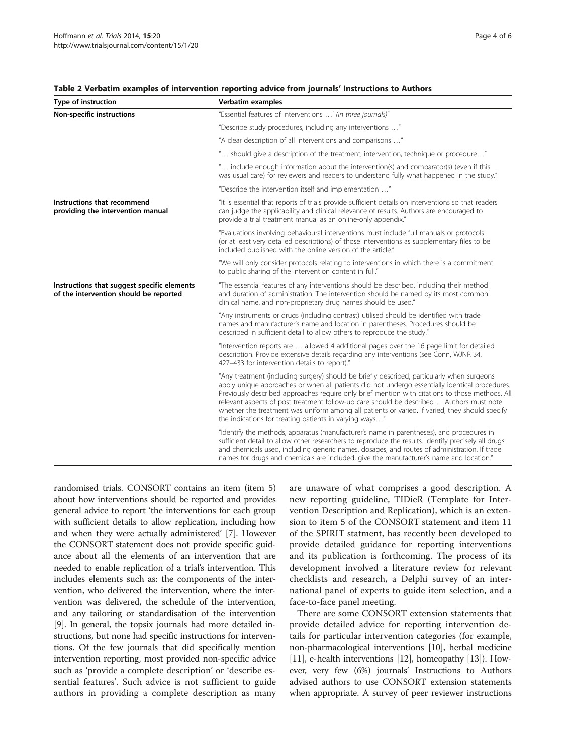**Table 2 Verbatim examples of intervention reporting advice from journals' Instructions to Authors**

| Type of instruction | Verbatim examples |
|---|---|
| **Non-specific instructions** | "Essential features of interventions …' *(in three journals)*" |
| | "Describe study procedures, including any interventions …" |
| | "A clear description of all interventions and comparisons …" |
| | "… should give a description of the treatment, intervention, technique or procedure…" |
| | "… include enough information about the intervention(s) and comparator(s) (even if this was usual care) for reviewers and readers to understand fully what happened in the study." |
| | "Describe the intervention itself and implementation …" |
| **Instructions that recommend providing the intervention manual** | "It is essential that reports of trials provide sufficient details on interventions so that readers can judge the applicability and clinical relevance of results. Authors are encouraged to provide a trial treatment manual as an online-only appendix." |
| | "Evaluations involving behavioural interventions must include full manuals or protocols (or at least very detailed descriptions) of those interventions as supplementary files to be included published with the online version of the article." |
| | "We will only consider protocols relating to interventions in which there is a commitment to public sharing of the intervention content in full." |
| **Instructions that suggest specific elements of the intervention should be reported** | "The essential features of any interventions should be described, including their method and duration of administration. The intervention should be named by its most common clinical name, and non-proprietary drug names should be used." |
| | "Any instruments or drugs (including contrast) utilised should be identified with trade names and manufacturer's name and location in parentheses. Procedures should be described in sufficient detail to allow others to reproduce the study." |
| | "Intervention reports are … allowed 4 additional pages over the 16 page limit for detailed description. Provide extensive details regarding any interventions (see Conn, WJNR 34, 427–433 for intervention details to report)." |
| | "Any treatment (including surgery) should be briefly described, particularly when surgeons apply unique approaches or when all patients did not undergo essentially identical procedures. Previously described approaches require only brief mention with citations to those methods. All relevant aspects of post treatment follow-up care should be described…. Authors must note whether the treatment was uniform among all patients or varied. If varied, they should specify the indications for treating patients in varying ways…" |
| | "Identify the methods, apparatus (manufacturer's name in parentheses), and procedures in sufficient detail to allow other researchers to reproduce the results. Identify precisely all drugs and chemicals used, including generic names, dosages, and routes of administration. If trade names for drugs and chemicals are included, give the manufacturer's name and location." |

randomised trials. CONSORT contains an item (item 5) about how interventions should be reported and provides general advice to report 'the interventions for each group with sufficient details to allow replication, including how and when they were actually administered' [7]. However the CONSORT statement does not provide specific guidance about all the elements of an intervention that are needed to enable replication of a trial's intervention. This includes elements such as: the components of the intervention, who delivered the intervention, where the intervention was delivered, the schedule of the intervention, and any tailoring or standardisation of the intervention [9]. In general, the topsix journals had more detailed instructions, but none had specific instructions for interventions. Of the few journals that did specifically mention intervention reporting, most provided non-specific advice such as 'provide a complete description' or 'describe essential features'. Such advice is not sufficient to guide authors in providing a complete description as many are unaware of what comprises a good description. A new reporting guideline, TIDieR (Template for Intervention Description and Replication), which is an extension to item 5 of the CONSORT statement and item 11 of the SPIRIT statment, has recently been developed to provide detailed guidance for reporting interventions and its publication is forthcoming. The process of its development involved a literature review for relevant checklists and research, a Delphi survey of an international panel of experts to guide item selection, and a face-to-face panel meeting.

There are some CONSORT extension statements that provide detailed advice for reporting intervention details for particular intervention categories (for example, non-pharmacological interventions [10], herbal medicine [11], e-health interventions [12], homeopathy [13]). However, very few (6%) journals' Instructions to Authors advised authors to use CONSORT extension statements when appropriate. A survey of peer reviewer instructions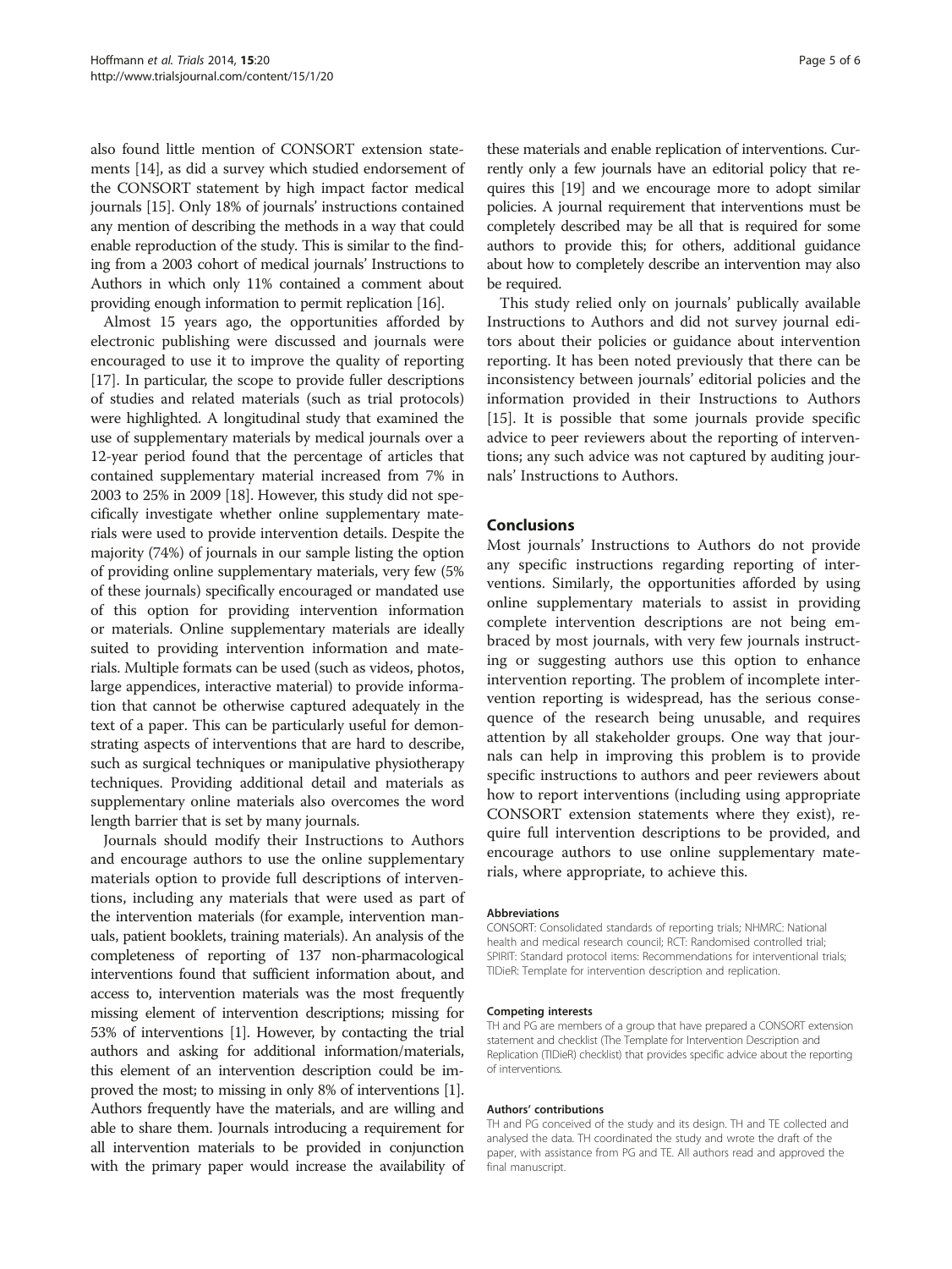also found little mention of CONSORT extension statements [14], as did a survey which studied endorsement of the CONSORT statement by high impact factor medical journals [15]. Only 18% of journals' instructions contained any mention of describing the methods in a way that could enable reproduction of the study. This is similar to the finding from a 2003 cohort of medical journals' Instructions to Authors in which only 11% contained a comment about providing enough information to permit replication [16].

Almost 15 years ago, the opportunities afforded by electronic publishing were discussed and journals were encouraged to use it to improve the quality of reporting [17]. In particular, the scope to provide fuller descriptions of studies and related materials (such as trial protocols) were highlighted. A longitudinal study that examined the use of supplementary materials by medical journals over a 12-year period found that the percentage of articles that contained supplementary material increased from 7% in 2003 to 25% in 2009 [18]. However, this study did not specifically investigate whether online supplementary materials were used to provide intervention details. Despite the majority (74%) of journals in our sample listing the option of providing online supplementary materials, very few (5% of these journals) specifically encouraged or mandated use of this option for providing intervention information or materials. Online supplementary materials are ideally suited to providing intervention information and materials. Multiple formats can be used (such as videos, photos, large appendices, interactive material) to provide information that cannot be otherwise captured adequately in the text of a paper. This can be particularly useful for demonstrating aspects of interventions that are hard to describe, such as surgical techniques or manipulative physiotherapy techniques. Providing additional detail and materials as supplementary online materials also overcomes the word length barrier that is set by many journals.

Journals should modify their Instructions to Authors and encourage authors to use the online supplementary materials option to provide full descriptions of interventions, including any materials that were used as part of the intervention materials (for example, intervention manuals, patient booklets, training materials). An analysis of the completeness of reporting of 137 non-pharmacological interventions found that sufficient information about, and access to, intervention materials was the most frequently missing element of intervention descriptions; missing for 53% of interventions [1]. However, by contacting the trial authors and asking for additional information/materials, this element of an intervention description could be improved the most; to missing in only 8% of interventions [1]. Authors frequently have the materials, and are willing and able to share them. Journals introducing a requirement for all intervention materials to be provided in conjunction with the primary paper would increase the availability of these materials and enable replication of interventions. Currently only a few journals have an editorial policy that requires this [19] and we encourage more to adopt similar policies. A journal requirement that interventions must be completely described may be all that is required for some authors to provide this; for others, additional guidance about how to completely describe an intervention may also be required.

This study relied only on journals' publically available Instructions to Authors and did not survey journal editors about their policies or guidance about intervention reporting. It has been noted previously that there can be inconsistency between journals' editorial policies and the information provided in their Instructions to Authors [15]. It is possible that some journals provide specific advice to peer reviewers about the reporting of interventions; any such advice was not captured by auditing journals' Instructions to Authors.

## Conclusions

Most journals' Instructions to Authors do not provide any specific instructions regarding reporting of interventions. Similarly, the opportunities afforded by using online supplementary materials to assist in providing complete intervention descriptions are not being embraced by most journals, with very few journals instructing or suggesting authors use this option to enhance intervention reporting. The problem of incomplete intervention reporting is widespread, has the serious consequence of the research being unusable, and requires attention by all stakeholder groups. One way that journals can help in improving this problem is to provide specific instructions to authors and peer reviewers about how to report interventions (including using appropriate CONSORT extension statements where they exist), require full intervention descriptions to be provided, and encourage authors to use online supplementary materials, where appropriate, to achieve this.

#### Abbreviations

CONSORT: Consolidated standards of reporting trials; NHMRC: National health and medical research council; RCT: Randomised controlled trial; SPIRIT: Standard protocol items: Recommendations for interventional trials; TIDieR: Template for intervention description and replication.

#### Competing interests

TH and PG are members of a group that have prepared a CONSORT extension statement and checklist (The Template for Intervention Description and Replication (TIDieR) checklist) that provides specific advice about the reporting of interventions.

#### Authors' contributions

TH and PG conceived of the study and its design. TH and TE collected and analysed the data. TH coordinated the study and wrote the draft of the paper, with assistance from PG and TE. All authors read and approved the final manuscript.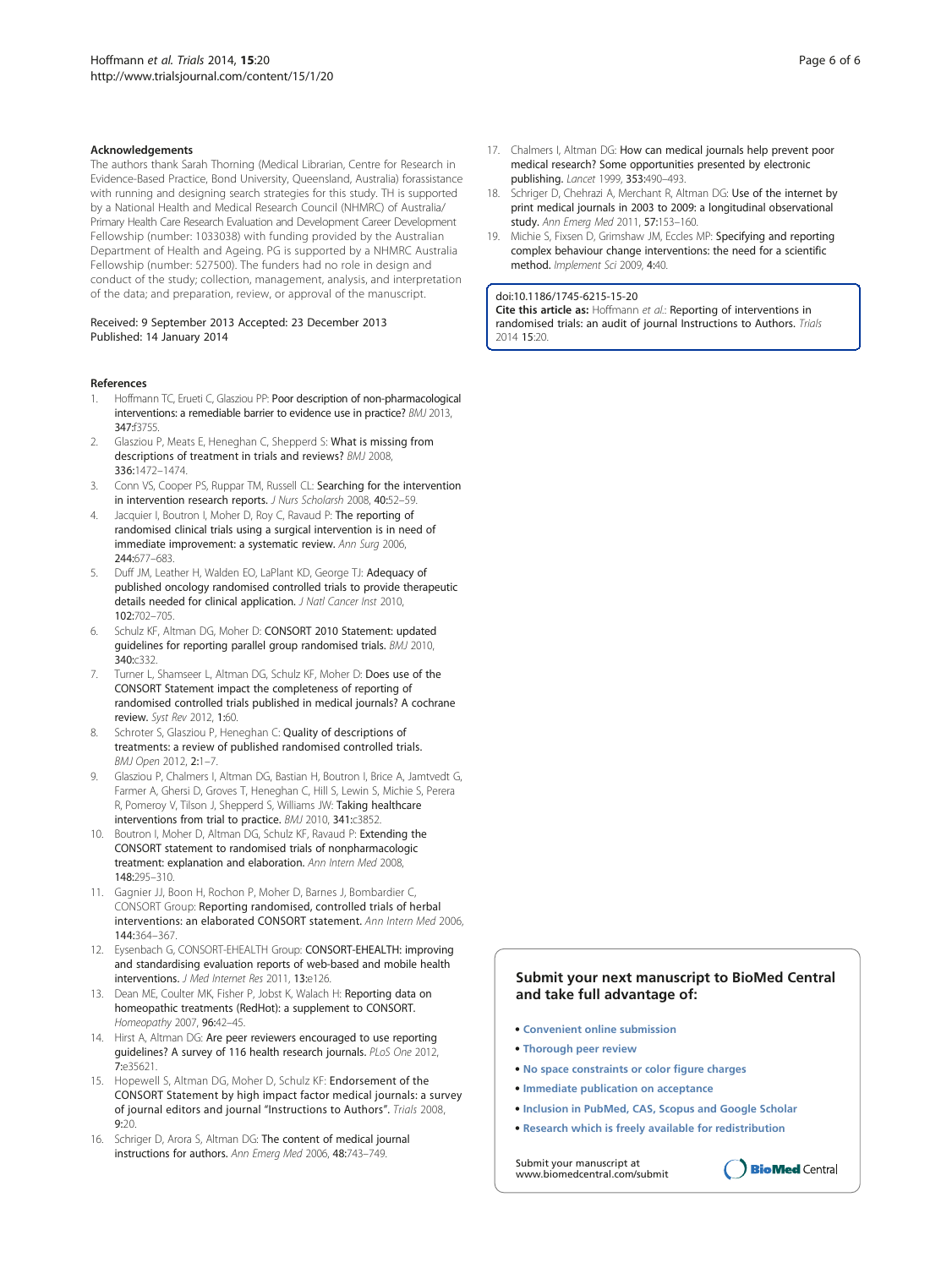### Acknowledgements

The authors thank Sarah Thorning (Medical Librarian, Centre for Research in Evidence-Based Practice, Bond University, Queensland, Australia) forassistance with running and designing search strategies for this study. TH is supported by a National Health and Medical Research Council (NHMRC) of Australia/ Primary Health Care Research Evaluation and Development Career Development Fellowship (number: 1033038) with funding provided by the Australian Department of Health and Ageing. PG is supported by a NHMRC Australia Fellowship (number: 527500). The funders had no role in design and conduct of the study; collection, management, analysis, and interpretation of the data; and preparation, review, or approval of the manuscript.

Received: 9 September 2013 Accepted: 23 December 2013
Published: 14 January 2014

### References

1. Hoffmann TC, Erueti C, Glasziou PP: **Poor description of non-pharmacological interventions: a remediable barrier to evidence use in practice?** *BMJ* 2013, **347:**f3755.
2. Glasziou P, Meats E, Heneghan C, Shepperd S: **What is missing from descriptions of treatment in trials and reviews?** *BMJ* 2008, **336:**1472–1474.
3. Conn VS, Cooper PS, Ruppar TM, Russell CL: **Searching for the intervention in intervention research reports.** *J Nurs Scholarsh* 2008, **40:**52–59.
4. Jacquier I, Boutron I, Moher D, Roy C, Ravaud P: **The reporting of randomised clinical trials using a surgical intervention is in need of immediate improvement: a systematic review.** *Ann Surg* 2006, **244:**677–683.
5. Duff JM, Leather H, Walden EO, LaPlant KD, George TJ: **Adequacy of published oncology randomised controlled trials to provide therapeutic details needed for clinical application.** *J Natl Cancer Inst* 2010, **102:**702–705.
6. Schulz KF, Altman DG, Moher D: **CONSORT 2010 Statement: updated guidelines for reporting parallel group randomised trials.** *BMJ* 2010, **340:**c332.
7. Turner L, Shamseer L, Altman DG, Schulz KF, Moher D: **Does use of the CONSORT Statement impact the completeness of reporting of randomised controlled trials published in medical journals? A cochrane review.** *Syst Rev* 2012, **1:**60.
8. Schroter S, Glasziou P, Heneghan C: **Quality of descriptions of treatments: a review of published randomised controlled trials.** *BMJ Open* 2012, **2:**1–7.
9. Glasziou P, Chalmers I, Altman DG, Bastian H, Boutron I, Brice A, Jamtvedt G, Farmer A, Ghersi D, Groves T, Heneghan C, Hill S, Lewin S, Michie S, Perera R, Pomeroy V, Tilson J, Shepperd S, Williams JW: **Taking healthcare interventions from trial to practice.** *BMJ* 2010, **341:**c3852.
10. Boutron I, Moher D, Altman DG, Schulz KF, Ravaud P: **Extending the CONSORT statement to randomised trials of nonpharmacologic treatment: explanation and elaboration.** *Ann Intern Med* 2008, **148:**295–310.
11. Gagnier JJ, Boon H, Rochon P, Moher D, Barnes J, Bombardier C, CONSORT Group: **Reporting randomised, controlled trials of herbal interventions: an elaborated CONSORT statement.** *Ann Intern Med* 2006, **144:**364–367.
12. Eysenbach G, CONSORT-EHEALTH Group: **CONSORT-EHEALTH: improving and standardising evaluation reports of web-based and mobile health interventions.** *J Med Internet Res* 2011, **13:**e126.
13. Dean ME, Coulter MK, Fisher P, Jobst K, Walach H: **Reporting data on homeopathic treatments (RedHot): a supplement to CONSORT.** *Homeopathy* 2007, **96:**42–45.
14. Hirst A, Altman DG: **Are peer reviewers encouraged to use reporting guidelines? A survey of 116 health research journals.** *PLoS One* 2012, **7:**e35621.
15. Hopewell S, Altman DG, Moher D, Schulz KF: **Endorsement of the CONSORT Statement by high impact factor medical journals: a survey of journal editors and journal "Instructions to Authors".** *Trials* 2008, **9:**20.
16. Schriger D, Arora S, Altman DG: **The content of medical journal instructions for authors.** *Ann Emerg Med* 2006, **48:**743–749.
17. Chalmers I, Altman DG: **How can medical journals help prevent poor medical research? Some opportunities presented by electronic publishing.** *Lancet* 1999, **353:**490–493.
18. Schriger D, Chehrazi A, Merchant R, Altman DG: **Use of the internet by print medical journals in 2003 to 2009: a longitudinal observational study.** *Ann Emerg Med* 2011, **57:**153–160.
19. Michie S, Fixsen D, Grimshaw JM, Eccles MP: **Specifying and reporting complex behaviour change interventions: the need for a scientific method.** *Implement Sci* 2009, **4:**40.

doi:10.1186/1745-6215-15-20
**Cite this article as:** Hoffmann *et al.*: Reporting of interventions in randomised trials: an audit of journal Instructions to Authors. *Trials* 2014 **15**:20.

**Submit your next manuscript to BioMed Central and take full advantage of:**

- **Convenient online submission**
- **Thorough peer review**
- **No space constraints or color figure charges**
- **Immediate publication on acceptance**
- **Inclusion in PubMed, CAS, Scopus and Google Scholar**
- **Research which is freely available for redistribution**

Submit your manuscript at
www.biomedcentral.com/submit

BioMed Central